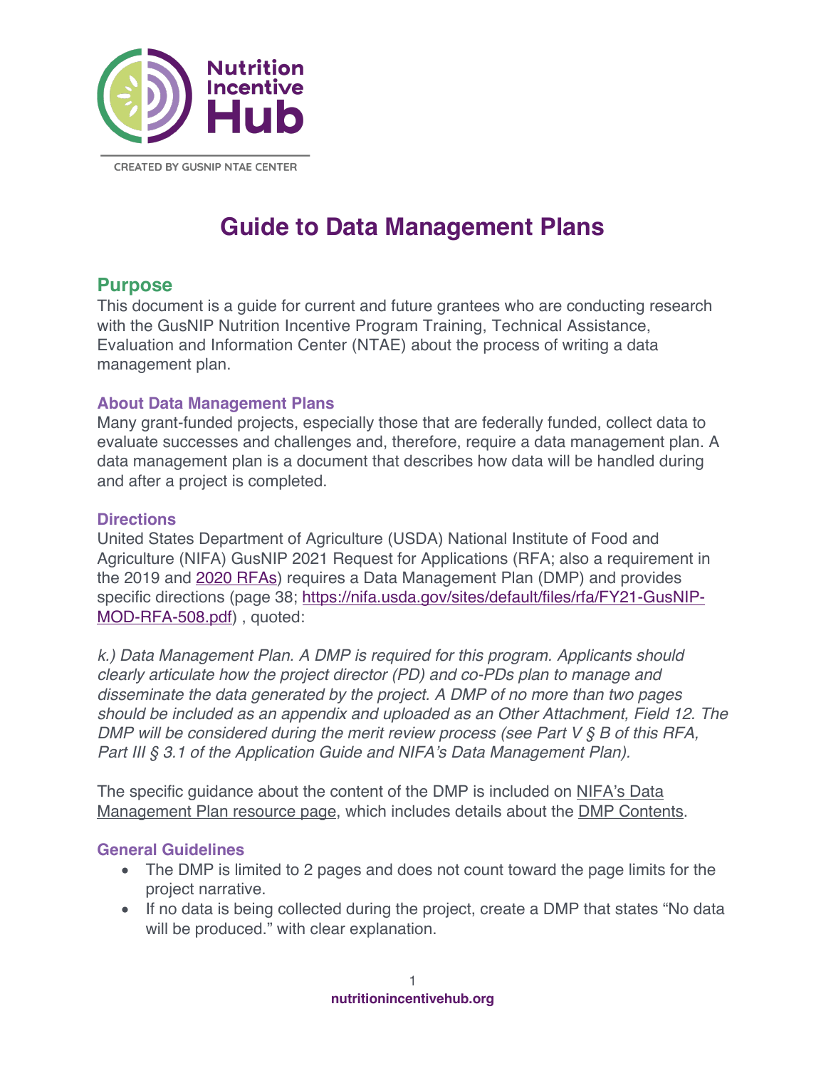Nutrition Incentive Hub

CREATED BY GUSNIP NTAE CENTER

# Guide to Data Management Plans

## Purpose

This document is a guide for current and future grantees who are conducting research with the GusNIP Nutrition Incentive Program Training, Technical Assistance, Evaluation and Information Center (NTAE) about the process of writing a data management plan.

### About Data Management Plans

Many grant-funded projects, especially those that are federally funded, collect data to evaluate successes and challenges and, therefore, require a data management plan. A data management plan is a document that describes how data will be handled during and after a project is completed.

### Directions

United States Department of Agriculture (USDA) National Institute of Food and Agriculture (NIFA) GusNIP 2021 Request for Applications (RFA; also a requirement in the 2019 and 2020 RFAs) requires a Data Management Plan (DMP) and provides specific directions (page 38; https://nifa.usda.gov/sites/default/files/rfa/FY21-GusNIP-MOD-RFA-508.pdf) , quoted:

*k.) Data Management Plan. A DMP is required for this program. Applicants should clearly articulate how the project director (PD) and co-PDs plan to manage and disseminate the data generated by the project. A DMP of no more than two pages should be included as an appendix and uploaded as an Other Attachment, Field 12. The DMP will be considered during the merit review process (see Part V § B of this RFA, Part III § 3.1 of the Application Guide and NIFA's Data Management Plan).*

The specific guidance about the content of the DMP is included on NIFA's Data Management Plan resource page, which includes details about the DMP Contents.

### General Guidelines

- The DMP is limited to 2 pages and does not count toward the page limits for the project narrative.
- If no data is being collected during the project, create a DMP that states "No data will be produced." with clear explanation.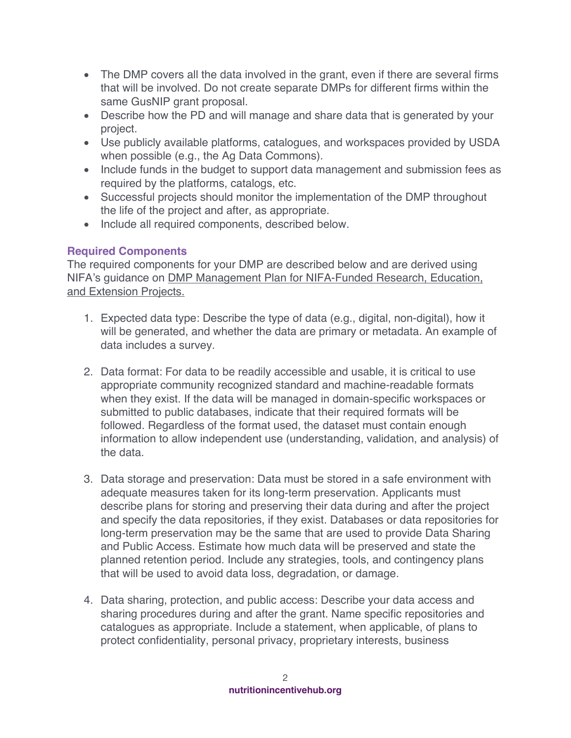- The DMP covers all the data involved in the grant, even if there are several firms that will be involved. Do not create separate DMPs for different firms within the same GusNIP grant proposal.
- Describe how the PD and will manage and share data that is generated by your project.
- Use publicly available platforms, catalogues, and workspaces provided by USDA when possible (e.g., the Ag Data Commons).
- Include funds in the budget to support data management and submission fees as required by the platforms, catalogs, etc.
- Successful projects should monitor the implementation of the DMP throughout the life of the project and after, as appropriate.
- Include all required components, described below.

### Required Components

The required components for your DMP are described below and are derived using NIFA's guidance on DMP Management Plan for NIFA-Funded Research, Education, and Extension Projects.

1. Expected data type: Describe the type of data (e.g., digital, non-digital), how it will be generated, and whether the data are primary or metadata. An example of data includes a survey.

2. Data format: For data to be readily accessible and usable, it is critical to use appropriate community recognized standard and machine-readable formats when they exist. If the data will be managed in domain-specific workspaces or submitted to public databases, indicate that their required formats will be followed. Regardless of the format used, the dataset must contain enough information to allow independent use (understanding, validation, and analysis) of the data.

3. Data storage and preservation: Data must be stored in a safe environment with adequate measures taken for its long-term preservation. Applicants must describe plans for storing and preserving their data during and after the project and specify the data repositories, if they exist. Databases or data repositories for long-term preservation may be the same that are used to provide Data Sharing and Public Access. Estimate how much data will be preserved and state the planned retention period. Include any strategies, tools, and contingency plans that will be used to avoid data loss, degradation, or damage.

4. Data sharing, protection, and public access: Describe your data access and sharing procedures during and after the grant. Name specific repositories and catalogues as appropriate. Include a statement, when applicable, of plans to protect confidentiality, personal privacy, proprietary interests, business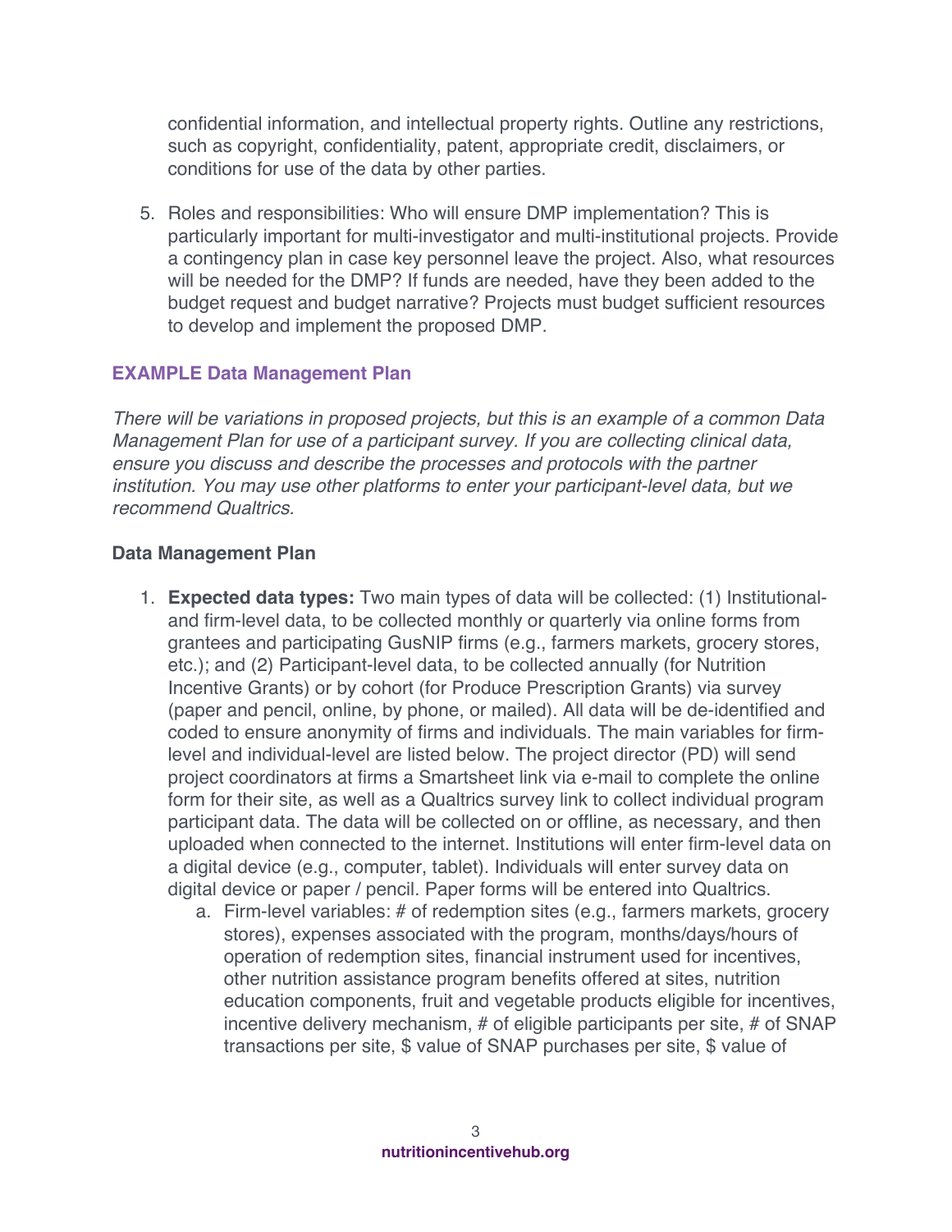confidential information, and intellectual property rights. Outline any restrictions, such as copyright, confidentiality, patent, appropriate credit, disclaimers, or conditions for use of the data by other parties.

5. Roles and responsibilities: Who will ensure DMP implementation? This is particularly important for multi-investigator and multi-institutional projects. Provide a contingency plan in case key personnel leave the project. Also, what resources will be needed for the DMP? If funds are needed, have they been added to the budget request and budget narrative? Projects must budget sufficient resources to develop and implement the proposed DMP.

## EXAMPLE Data Management Plan

*There will be variations in proposed projects, but this is an example of a common Data Management Plan for use of a participant survey. If you are collecting clinical data, ensure you discuss and describe the processes and protocols with the partner institution. You may use other platforms to enter your participant-level data, but we recommend Qualtrics.*

### Data Management Plan

1. **Expected data types:** Two main types of data will be collected: (1) Institutional- and firm-level data, to be collected monthly or quarterly via online forms from grantees and participating GusNIP firms (e.g., farmers markets, grocery stores, etc.); and (2) Participant-level data, to be collected annually (for Nutrition Incentive Grants) or by cohort (for Produce Prescription Grants) via survey (paper and pencil, online, by phone, or mailed). All data will be de-identified and coded to ensure anonymity of firms and individuals. The main variables for firm-level and individual-level are listed below. The project director (PD) will send project coordinators at firms a Smartsheet link via e-mail to complete the online form for their site, as well as a Qualtrics survey link to collect individual program participant data. The data will be collected on or offline, as necessary, and then uploaded when connected to the internet. Institutions will enter firm-level data on a digital device (e.g., computer, tablet). Individuals will enter survey data on digital device or paper / pencil. Paper forms will be entered into Qualtrics.
    a. Firm-level variables: # of redemption sites (e.g., farmers markets, grocery stores), expenses associated with the program, months/days/hours of operation of redemption sites, financial instrument used for incentives, other nutrition assistance program benefits offered at sites, nutrition education components, fruit and vegetable products eligible for incentives, incentive delivery mechanism, # of eligible participants per site, # of SNAP transactions per site, $ value of SNAP purchases per site, $ value of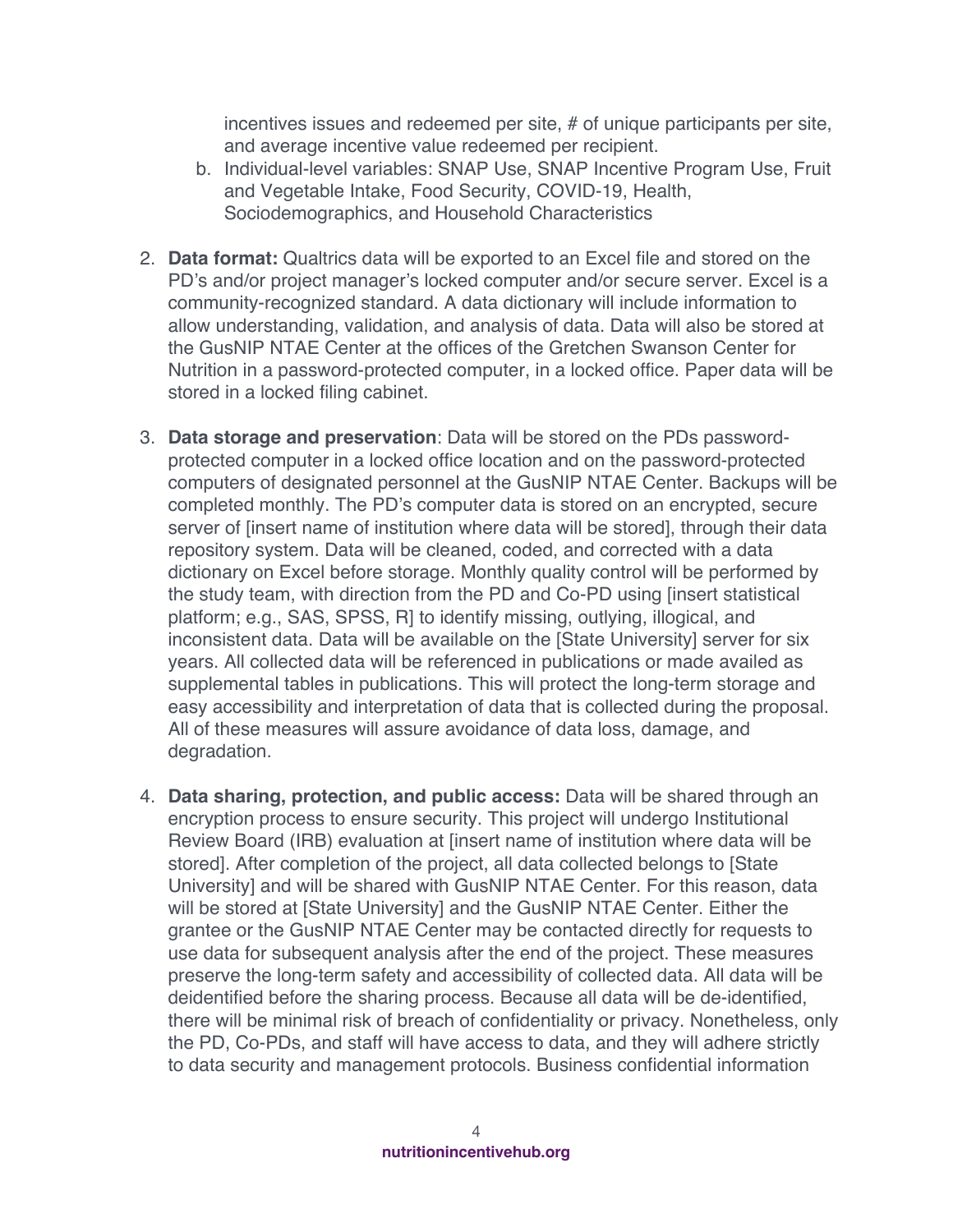incentives issues and redeemed per site, # of unique participants per site, and average incentive value redeemed per recipient.

   b. Individual-level variables: SNAP Use, SNAP Incentive Program Use, Fruit and Vegetable Intake, Food Security, COVID-19, Health, Sociodemographics, and Household Characteristics

2. **Data format:** Qualtrics data will be exported to an Excel file and stored on the PD's and/or project manager's locked computer and/or secure server. Excel is a community-recognized standard. A data dictionary will include information to allow understanding, validation, and analysis of data. Data will also be stored at the GusNIP NTAE Center at the offices of the Gretchen Swanson Center for Nutrition in a password-protected computer, in a locked office. Paper data will be stored in a locked filing cabinet.

3. **Data storage and preservation**: Data will be stored on the PDs password-protected computer in a locked office location and on the password-protected computers of designated personnel at the GusNIP NTAE Center. Backups will be completed monthly. The PD's computer data is stored on an encrypted, secure server of [insert name of institution where data will be stored], through their data repository system. Data will be cleaned, coded, and corrected with a data dictionary on Excel before storage. Monthly quality control will be performed by the study team, with direction from the PD and Co-PD using [insert statistical platform; e.g., SAS, SPSS, R] to identify missing, outlying, illogical, and inconsistent data. Data will be available on the [State University] server for six years. All collected data will be referenced in publications or made availed as supplemental tables in publications. This will protect the long-term storage and easy accessibility and interpretation of data that is collected during the proposal. All of these measures will assure avoidance of data loss, damage, and degradation.

4. **Data sharing, protection, and public access:** Data will be shared through an encryption process to ensure security. This project will undergo Institutional Review Board (IRB) evaluation at [insert name of institution where data will be stored]. After completion of the project, all data collected belongs to [State University] and will be shared with GusNIP NTAE Center. For this reason, data will be stored at [State University] and the GusNIP NTAE Center. Either the grantee or the GusNIP NTAE Center may be contacted directly for requests to use data for subsequent analysis after the end of the project. These measures preserve the long-term safety and accessibility of collected data. All data will be deidentified before the sharing process. Because all data will be de-identified, there will be minimal risk of breach of confidentiality or privacy. Nonetheless, only the PD, Co-PDs, and staff will have access to data, and they will adhere strictly to data security and management protocols. Business confidential information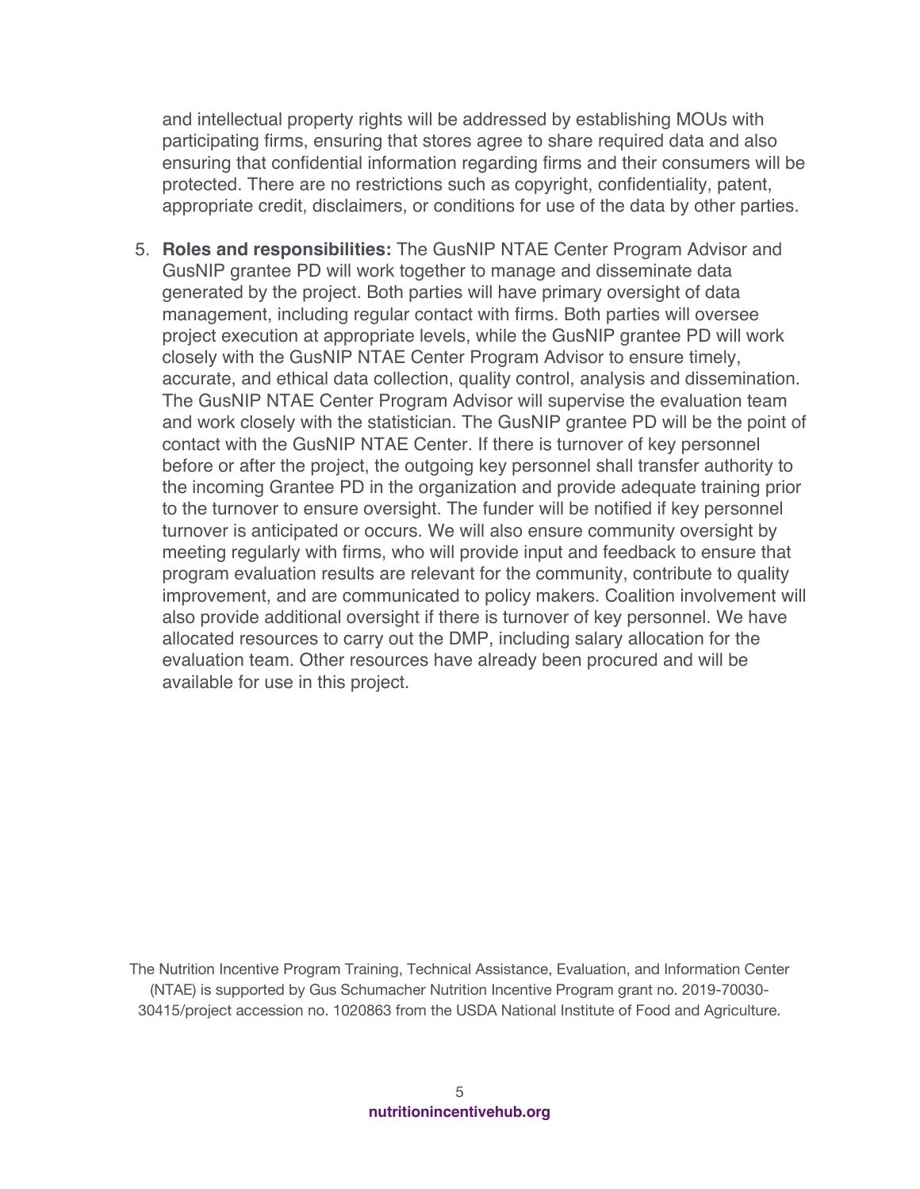and intellectual property rights will be addressed by establishing MOUs with participating firms, ensuring that stores agree to share required data and also ensuring that confidential information regarding firms and their consumers will be protected. There are no restrictions such as copyright, confidentiality, patent, appropriate credit, disclaimers, or conditions for use of the data by other parties.

5. **Roles and responsibilities:** The GusNIP NTAE Center Program Advisor and GusNIP grantee PD will work together to manage and disseminate data generated by the project. Both parties will have primary oversight of data management, including regular contact with firms. Both parties will oversee project execution at appropriate levels, while the GusNIP grantee PD will work closely with the GusNIP NTAE Center Program Advisor to ensure timely, accurate, and ethical data collection, quality control, analysis and dissemination. The GusNIP NTAE Center Program Advisor will supervise the evaluation team and work closely with the statistician. The GusNIP grantee PD will be the point of contact with the GusNIP NTAE Center. If there is turnover of key personnel before or after the project, the outgoing key personnel shall transfer authority to the incoming Grantee PD in the organization and provide adequate training prior to the turnover to ensure oversight. The funder will be notified if key personnel turnover is anticipated or occurs. We will also ensure community oversight by meeting regularly with firms, who will provide input and feedback to ensure that program evaluation results are relevant for the community, contribute to quality improvement, and are communicated to policy makers. Coalition involvement will also provide additional oversight if there is turnover of key personnel. We have allocated resources to carry out the DMP, including salary allocation for the evaluation team. Other resources have already been procured and will be available for use in this project.

The Nutrition Incentive Program Training, Technical Assistance, Evaluation, and Information Center (NTAE) is supported by Gus Schumacher Nutrition Incentive Program grant no. 2019-70030-30415/project accession no. 1020863 from the USDA National Institute of Food and Agriculture.